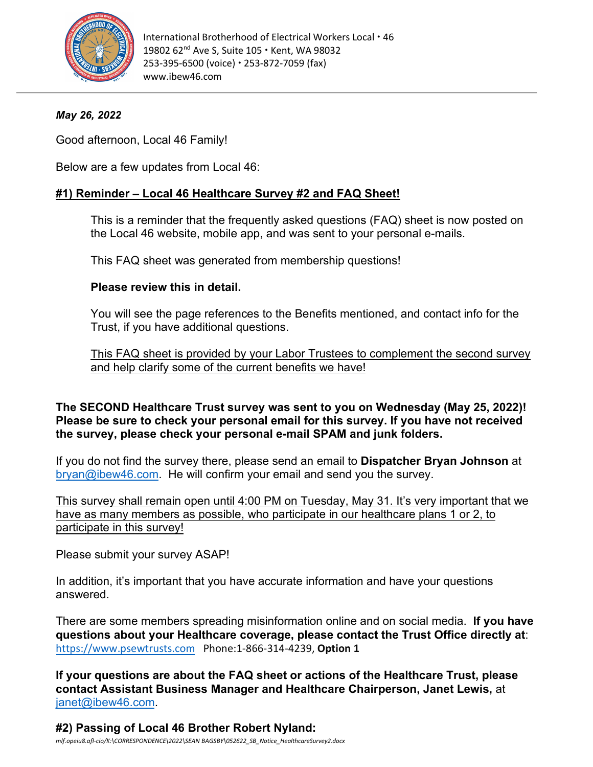International Brotherhood of Electrical Workers Local • 46
19802 62nd Ave S, Suite 105 • Kent, WA 98032
253-395-6500 (voice) • 253-872-7059 (fax)
www.ibew46.com

***May 26, 2022***

Good afternoon, Local 46 Family!

Below are a few updates from Local 46:

## #1) Reminder – Local 46 Healthcare Survey #2 and FAQ Sheet!

This is a reminder that the frequently asked questions (FAQ) sheet is now posted on the Local 46 website, mobile app, and was sent to your personal e-mails.

This FAQ sheet was generated from membership questions!

**Please review this in detail.**

You will see the page references to the Benefits mentioned, and contact info for the Trust, if you have additional questions.

This FAQ sheet is provided by your Labor Trustees to complement the second survey and help clarify some of the current benefits we have!

**The SECOND Healthcare Trust survey was sent to you on Wednesday (May 25, 2022)! Please be sure to check your personal email for this survey. If you have not received the survey, please check your personal e-mail SPAM and junk folders.**

If you do not find the survey there, please send an email to **Dispatcher Bryan Johnson** at bryan@ibew46.com. He will confirm your email and send you the survey.

This survey shall remain open until 4:00 PM on Tuesday, May 31. It's very important that we have as many members as possible, who participate in our healthcare plans 1 or 2, to participate in this survey!

Please submit your survey ASAP!

In addition, it's important that you have accurate information and have your questions answered.

There are some members spreading misinformation online and on social media. **If you have questions about your Healthcare coverage, please contact the Trust Office directly at**: https://www.psewtrusts.com Phone:1-866-314-4239, **Option 1**

**If your questions are about the FAQ sheet or actions of the Healthcare Trust, please contact Assistant Business Manager and Healthcare Chairperson, Janet Lewis,** at janet@ibew46.com.

## #2) Passing of Local 46 Brother Robert Nyland:

*mlf.opeiu8.afl-cio/K:\CORRESPONDENCE\2022\SEAN BAGSBY\052622_SB_Notice_HealthcareSurvey2.docx*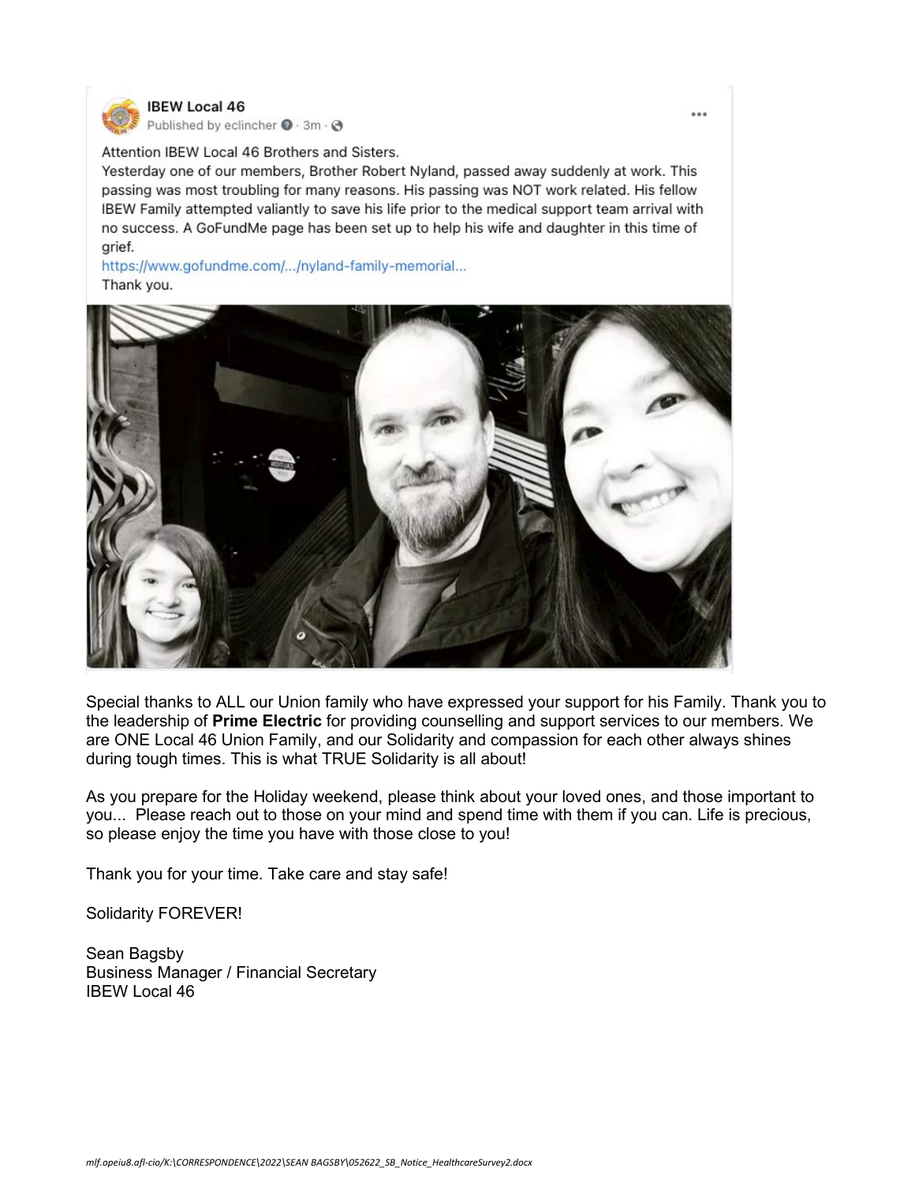IBEW Local 46
Published by eclincher · 3m ·

Attention IBEW Local 46 Brothers and Sisters.
Yesterday one of our members, Brother Robert Nyland, passed away suddenly at work. This passing was most troubling for many reasons. His passing was NOT work related. His fellow IBEW Family attempted valiantly to save his life prior to the medical support team arrival with no success. A GoFundMe page has been set up to help his wife and daughter in this time of grief.
https://www.gofundme.com/.../nyland-family-memorial...
Thank you.

Special thanks to ALL our Union family who have expressed your support for his Family. Thank you to the leadership of **Prime Electric** for providing counselling and support services to our members. We are ONE Local 46 Union Family, and our Solidarity and compassion for each other always shines during tough times. This is what TRUE Solidarity is all about!

As you prepare for the Holiday weekend, please think about your loved ones, and those important to you... Please reach out to those on your mind and spend time with them if you can. Life is precious, so please enjoy the time you have with those close to you!

Thank you for your time. Take care and stay safe!

Solidarity FOREVER!

Sean Bagsby
Business Manager / Financial Secretary
IBEW Local 46

*mlf.opeiu8.afl-cio/K:\CORRESPONDENCE\2022\SEAN BAGSBY\052622_SB_Notice_HealthcareSurvey2.docx*